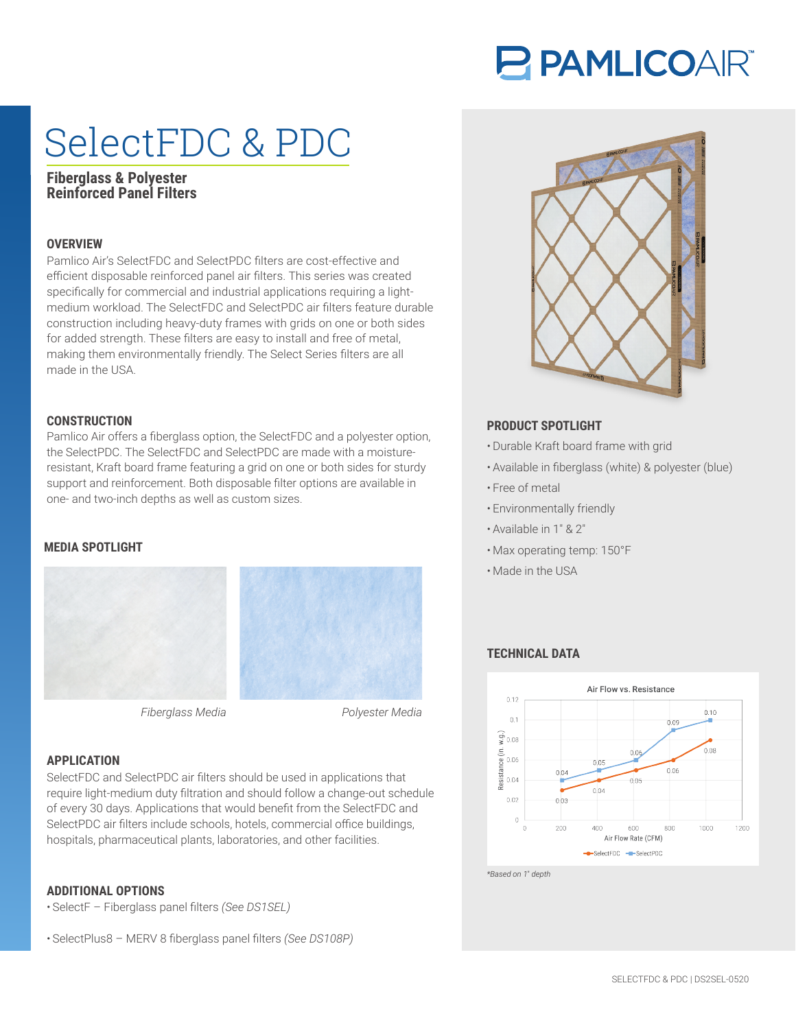# SelectFDC & PDC

## Fiberglass & Polyester Reinforced Panel Filters

### OVERVIEW

Pamlico Air's SelectFDC and SelectPDC filters are cost-effective and efficient disposable reinforced panel air filters. This series was created specifically for commercial and industrial applications requiring a light-medium workload. The SelectFDC and SelectPDC air filters feature durable construction including heavy-duty frames with grids on one or both sides for added strength. These filters are easy to install and free of metal, making them environmentally friendly. The Select Series filters are all made in the USA.

### CONSTRUCTION

Pamlico Air offers a fiberglass option, the SelectFDC and a polyester option, the SelectPDC. The SelectFDC and SelectPDC are made with a moisture-resistant, Kraft board frame featuring a grid on one or both sides for sturdy support and reinforcement. Both disposable filter options are available in one- and two-inch depths as well as custom sizes.

### MEDIA SPOTLIGHT

*Fiberglass Media*

*Polyester Media*

### APPLICATION

SelectFDC and SelectPDC air filters should be used in applications that require light-medium duty filtration and should follow a change-out schedule of every 30 days. Applications that would benefit from the SelectFDC and SelectPDC air filters include schools, hotels, commercial office buildings, hospitals, pharmaceutical plants, laboratories, and other facilities.

### ADDITIONAL OPTIONS

- SelectF – Fiberglass panel filters *(See DS1SEL)*
- SelectPlus8 – MERV 8 fiberglass panel filters *(See DS108P)*

### PRODUCT SPOTLIGHT

- Durable Kraft board frame with grid
- Available in fiberglass (white) & polyester (blue)
- Free of metal
- Environmentally friendly
- Available in 1" & 2"
- Max operating temp: 150°F
- Made in the USA

### TECHNICAL DATA

Air Flow vs. Resistance

| Air Flow Rate (CFM) | SelectFDC Resistance (in. w.g.) | SelectPDC Resistance (in. w.g.) |
|---|---|---|
| 200 | 0.03 | 0.04 |
| 400 | 0.04 | 0.05 |
| 600 | 0.05 | 0.06 |
| 800 | 0.06 | 0.09 |
| 1000 | 0.08 | 0.10 |

*Based on 1" depth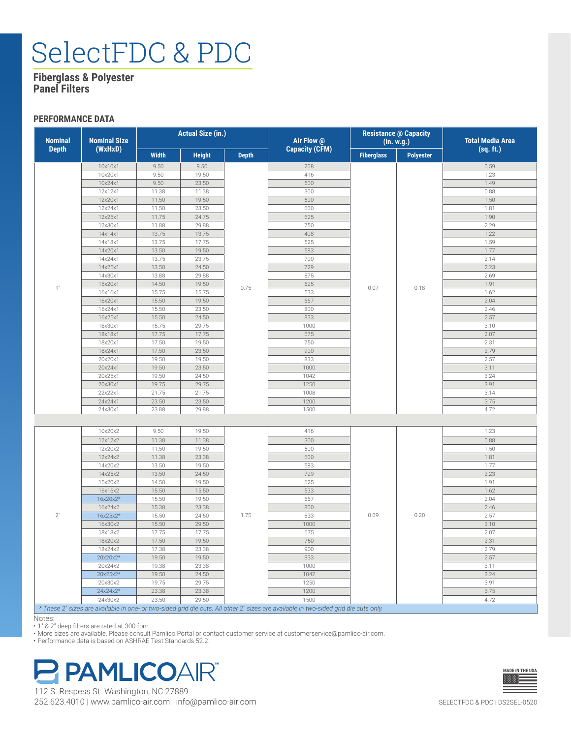# SelectFDC & PDC

## Fiberglass & Polyester Panel Filters

### PERFORMANCE DATA

| Nominal Depth | Nominal Size (WxHxD) | Actual Size (in.) | | | Air Flow @ Capacity (CFM) | Resistance @ Capacity (in. w.g.) | | Total Media Area (sq. ft.) |
|---|---|---|---|---|---|---|---|---|
| | | Width | Height | Depth | | Fiberglass | Polyester | |
| 1" | 10x10x1 | 9.50 | 9.50 | 0.75 | 208 | 0.07 | 0.18 | 0.59 |
| | 10x20x1 | 9.50 | 19.50 | | 416 | | | 1.23 |
| | 10x24x1 | 9.50 | 23.50 | | 500 | | | 1.49 |
| | 12x12x1 | 11.38 | 11.38 | | 300 | | | 0.88 |
| | 12x20x1 | 11.50 | 19.50 | | 500 | | | 1.50 |
| | 12x24x1 | 11.50 | 23.50 | | 600 | | | 1.81 |
| | 12x25x1 | 11.75 | 24.75 | | 625 | | | 1.90 |
| | 12x30x1 | 11.88 | 29.88 | | 750 | | | 2.29 |
| | 14x14x1 | 13.75 | 13.75 | | 408 | | | 1.22 |
| | 14x18x1 | 13.75 | 17.75 | | 525 | | | 1.59 |
| | 14x20x1 | 13.50 | 19.50 | | 583 | | | 1.77 |
| | 14x24x1 | 13.75 | 23.75 | | 700 | | | 2.14 |
| | 14x25x1 | 13.50 | 24.50 | | 729 | | | 2.23 |
| | 14x30x1 | 13.88 | 29.88 | | 875 | | | 2.69 |
| | 15x20x1 | 14.50 | 19.50 | | 625 | | | 1.91 |
| | 16x16x1 | 15.75 | 15.75 | | 533 | | | 1.62 |
| | 16x20x1 | 15.50 | 19.50 | | 667 | | | 2.04 |
| | 16x24x1 | 15.50 | 23.50 | | 800 | | | 2.46 |
| | 16x25x1 | 15.50 | 24.50 | | 833 | | | 2.57 |
| | 16x30x1 | 15.75 | 29.75 | | 1000 | | | 3.10 |
| | 18x18x1 | 17.75 | 17.75 | | 675 | | | 2.07 |
| | 18x20x1 | 17.50 | 19.50 | | 750 | | | 2.31 |
| | 18x24x1 | 17.50 | 23.50 | | 900 | | | 2.79 |
| | 20x20x1 | 19.50 | 19.50 | | 833 | | | 2.57 |
| | 20x24x1 | 19.50 | 23.50 | | 1000 | | | 3.11 |
| | 20x25x1 | 19.50 | 24.50 | | 1042 | | | 3.24 |
| | 20x30x1 | 19.75 | 29.75 | | 1250 | | | 3.91 |
| | 22x22x1 | 21.75 | 21.75 | | 1008 | | | 3.14 |
| | 24x24x1 | 23.50 | 23.50 | | 1200 | | | 3.75 |
| | 24x30x1 | 23.88 | 29.88 | | 1500 | | | 4.72 |
| 2" | 10x20x2 | 9.50 | 19.50 | 1.75 | 416 | 0.09 | 0.20 | 1.23 |
| | 12x12x2 | 11.38 | 11.38 | | 300 | | | 0.88 |
| | 12x20x2 | 11.50 | 19.50 | | 500 | | | 1.50 |
| | 12x24x2 | 11.38 | 23.38 | | 600 | | | 1.81 |
| | 14x20x2 | 13.50 | 19.50 | | 583 | | | 1.77 |
| | 14x25x2 | 13.50 | 24.50 | | 729 | | | 2.23 |
| | 15x20x2 | 14.50 | 19.50 | | 625 | | | 1.91 |
| | 16x16x2 | 15.50 | 15.50 | | 533 | | | 1.62 |
| | 16x20x2* | 15.50 | 19.50 | | 667 | | | 2.04 |
| | 16x24x2 | 15.38 | 23.38 | | 800 | | | 2.46 |
| | 16x25x2* | 15.50 | 24.50 | | 833 | | | 2.57 |
| | 16x30x2 | 15.50 | 29.50 | | 1000 | | | 3.10 |
| | 18x18x2 | 17.75 | 17.75 | | 675 | | | 2.07 |
| | 18x20x2 | 17.50 | 19.50 | | 750 | | | 2.31 |
| | 18x24x2 | 17.38 | 23.38 | | 900 | | | 2.79 |
| | 20x20x2* | 19.50 | 19.50 | | 833 | | | 2.57 |
| | 20x24x2 | 19.38 | 23.38 | | 1000 | | | 3.11 |
| | 20x25x2* | 19.50 | 24.50 | | 1042 | | | 3.24 |
| | 20x30x2 | 19.75 | 29.75 | | 1250 | | | 3.91 |
| | 24x24x2* | 23.38 | 23.38 | | 1200 | | | 3.75 |
| | 24x30x2 | 23.50 | 29.50 | | 1500 | | | 4.72 |

*\* These 2" sizes are available in one- or two-sided grid die cuts. All other 2" sizes are available in two-sided grid die cuts only.*

Notes:
- 1" & 2" deep filters are rated at 300 fpm.
- More sizes are available. Please consult Pamlico Portal or contact customer service at customerservice@pamlico-air.com.
- Performance data is based on ASHRAE Test Standards 52.2.

**PAMLICOAIR™**

112 S. Respess St. Washington, NC 27889
252.623.4010 | www.pamlico-air.com | info@pamlico-air.com

MADE IN THE USA

SELECTFDC & PDC | DS2SEL-0520